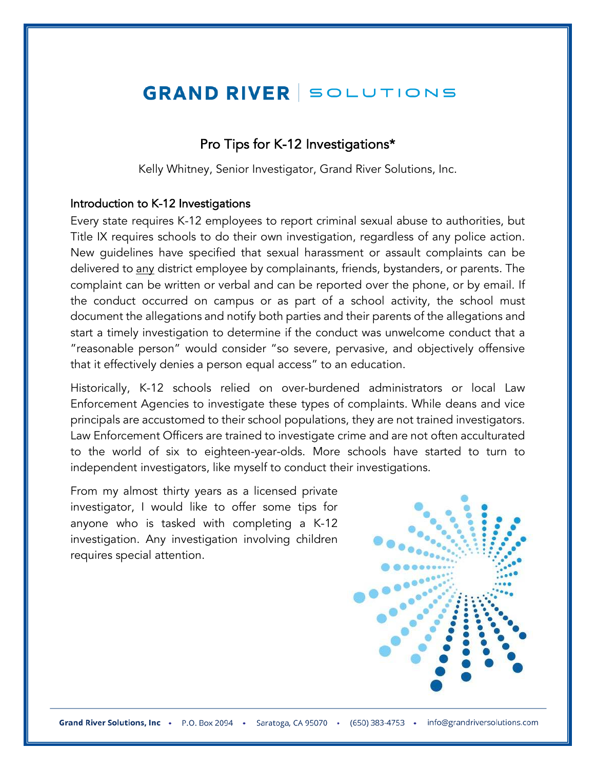GRAND RIVER | SOLUTIONS

# Pro Tips for K-12 Investigations*

Kelly Whitney, Senior Investigator, Grand River Solutions, Inc.

## Introduction to K-12 Investigations

Every state requires K-12 employees to report criminal sexual abuse to authorities, but Title IX requires schools to do their own investigation, regardless of any police action. New guidelines have specified that sexual harassment or assault complaints can be delivered to <u>any</u> district employee by complainants, friends, bystanders, or parents. The complaint can be written or verbal and can be reported over the phone, or by email. If the conduct occurred on campus or as part of a school activity, the school must document the allegations and notify both parties and their parents of the allegations and start a timely investigation to determine if the conduct was unwelcome conduct that a "reasonable person" would consider "so severe, pervasive, and objectively offensive that it effectively denies a person equal access" to an education.

Historically, K-12 schools relied on over-burdened administrators or local Law Enforcement Agencies to investigate these types of complaints. While deans and vice principals are accustomed to their school populations, they are not trained investigators. Law Enforcement Officers are trained to investigate crime and are not often acculturated to the world of six to eighteen-year-olds. More schools have started to turn to independent investigators, like myself to conduct their investigations.

From my almost thirty years as a licensed private investigator, I would like to offer some tips for anyone who is tasked with completing a K-12 investigation. Any investigation involving children requires special attention.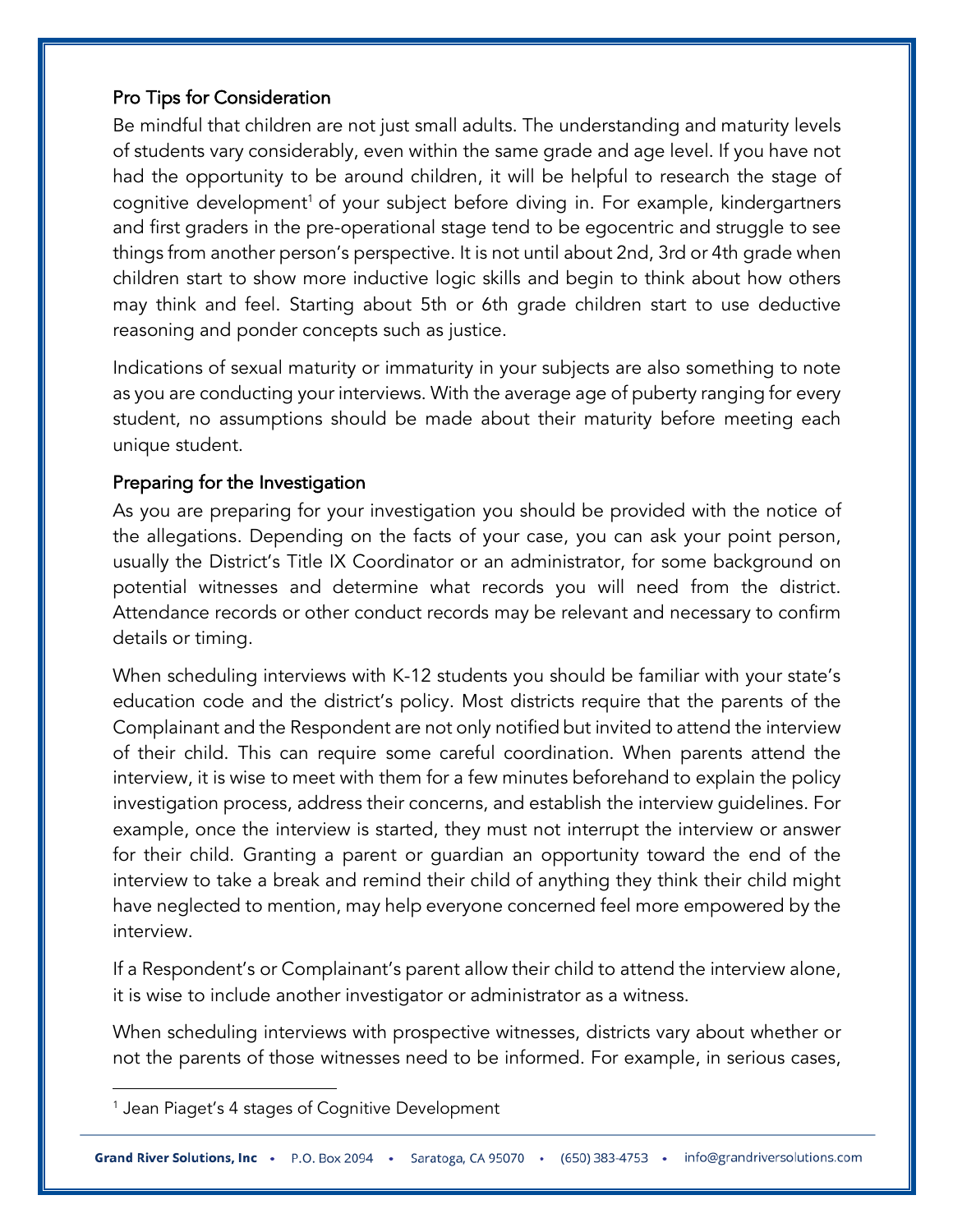### Pro Tips for Consideration

Be mindful that children are not just small adults. The understanding and maturity levels of students vary considerably, even within the same grade and age level. If you have not had the opportunity to be around children, it will be helpful to research the stage of cognitive development[1] of your subject before diving in. For example, kindergartners and first graders in the pre-operational stage tend to be egocentric and struggle to see things from another person's perspective. It is not until about 2nd, 3rd or 4th grade when children start to show more inductive logic skills and begin to think about how others may think and feel. Starting about 5th or 6th grade children start to use deductive reasoning and ponder concepts such as justice.

Indications of sexual maturity or immaturity in your subjects are also something to note as you are conducting your interviews. With the average age of puberty ranging for every student, no assumptions should be made about their maturity before meeting each unique student.

### Preparing for the Investigation

As you are preparing for your investigation you should be provided with the notice of the allegations. Depending on the facts of your case, you can ask your point person, usually the District's Title IX Coordinator or an administrator, for some background on potential witnesses and determine what records you will need from the district. Attendance records or other conduct records may be relevant and necessary to confirm details or timing.

When scheduling interviews with K-12 students you should be familiar with your state's education code and the district's policy. Most districts require that the parents of the Complainant and the Respondent are not only notified but invited to attend the interview of their child. This can require some careful coordination. When parents attend the interview, it is wise to meet with them for a few minutes beforehand to explain the policy investigation process, address their concerns, and establish the interview guidelines. For example, once the interview is started, they must not interrupt the interview or answer for their child. Granting a parent or guardian an opportunity toward the end of the interview to take a break and remind their child of anything they think their child might have neglected to mention, may help everyone concerned feel more empowered by the interview.

If a Respondent's or Complainant's parent allow their child to attend the interview alone, it is wise to include another investigator or administrator as a witness.

When scheduling interviews with prospective witnesses, districts vary about whether or not the parents of those witnesses need to be informed. For example, in serious cases,

[1] Jean Piaget's 4 stages of Cognitive Development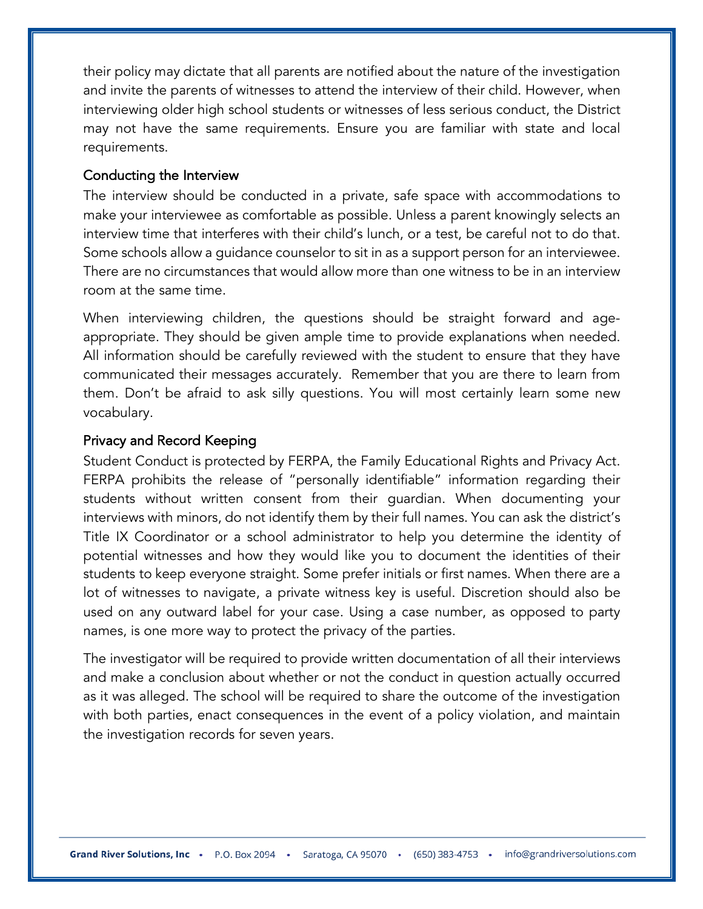their policy may dictate that all parents are notified about the nature of the investigation and invite the parents of witnesses to attend the interview of their child. However, when interviewing older high school students or witnesses of less serious conduct, the District may not have the same requirements. Ensure you are familiar with state and local requirements.

### Conducting the Interview

The interview should be conducted in a private, safe space with accommodations to make your interviewee as comfortable as possible. Unless a parent knowingly selects an interview time that interferes with their child's lunch, or a test, be careful not to do that. Some schools allow a guidance counselor to sit in as a support person for an interviewee. There are no circumstances that would allow more than one witness to be in an interview room at the same time.

When interviewing children, the questions should be straight forward and age-appropriate. They should be given ample time to provide explanations when needed. All information should be carefully reviewed with the student to ensure that they have communicated their messages accurately. Remember that you are there to learn from them. Don't be afraid to ask silly questions. You will most certainly learn some new vocabulary.

### Privacy and Record Keeping

Student Conduct is protected by FERPA, the Family Educational Rights and Privacy Act. FERPA prohibits the release of "personally identifiable" information regarding their students without written consent from their guardian. When documenting your interviews with minors, do not identify them by their full names. You can ask the district's Title IX Coordinator or a school administrator to help you determine the identity of potential witnesses and how they would like you to document the identities of their students to keep everyone straight. Some prefer initials or first names. When there are a lot of witnesses to navigate, a private witness key is useful. Discretion should also be used on any outward label for your case. Using a case number, as opposed to party names, is one more way to protect the privacy of the parties.

The investigator will be required to provide written documentation of all their interviews and make a conclusion about whether or not the conduct in question actually occurred as it was alleged. The school will be required to share the outcome of the investigation with both parties, enact consequences in the event of a policy violation, and maintain the investigation records for seven years.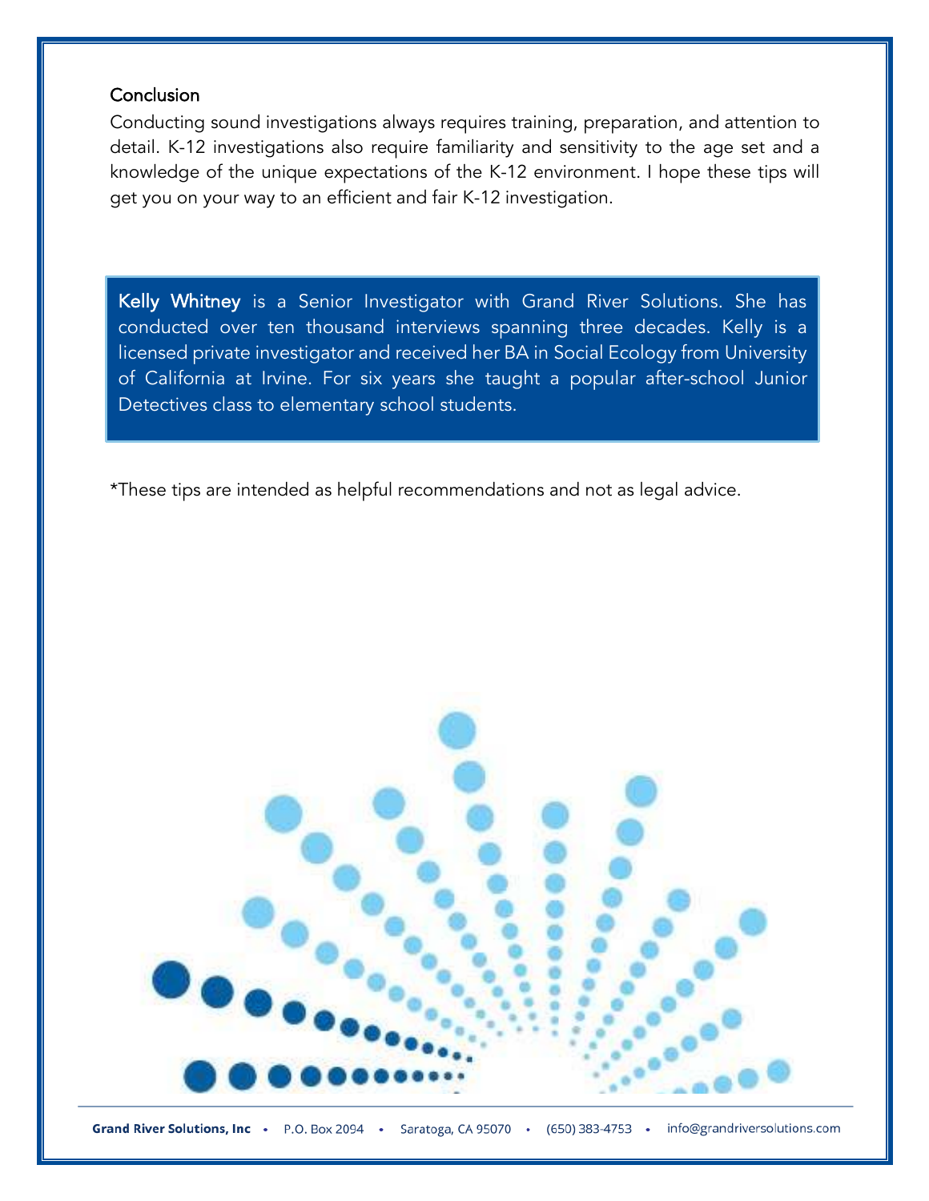## Conclusion

Conducting sound investigations always requires training, preparation, and attention to detail. K-12 investigations also require familiarity and sensitivity to the age set and a knowledge of the unique expectations of the K-12 environment. I hope these tips will get you on your way to an efficient and fair K-12 investigation.

**Kelly Whitney** is a Senior Investigator with Grand River Solutions. She has conducted over ten thousand interviews spanning three decades. Kelly is a licensed private investigator and received her BA in Social Ecology from University of California at Irvine. For six years she taught a popular after-school Junior Detectives class to elementary school students.

*These tips are intended as helpful recommendations and not as legal advice.